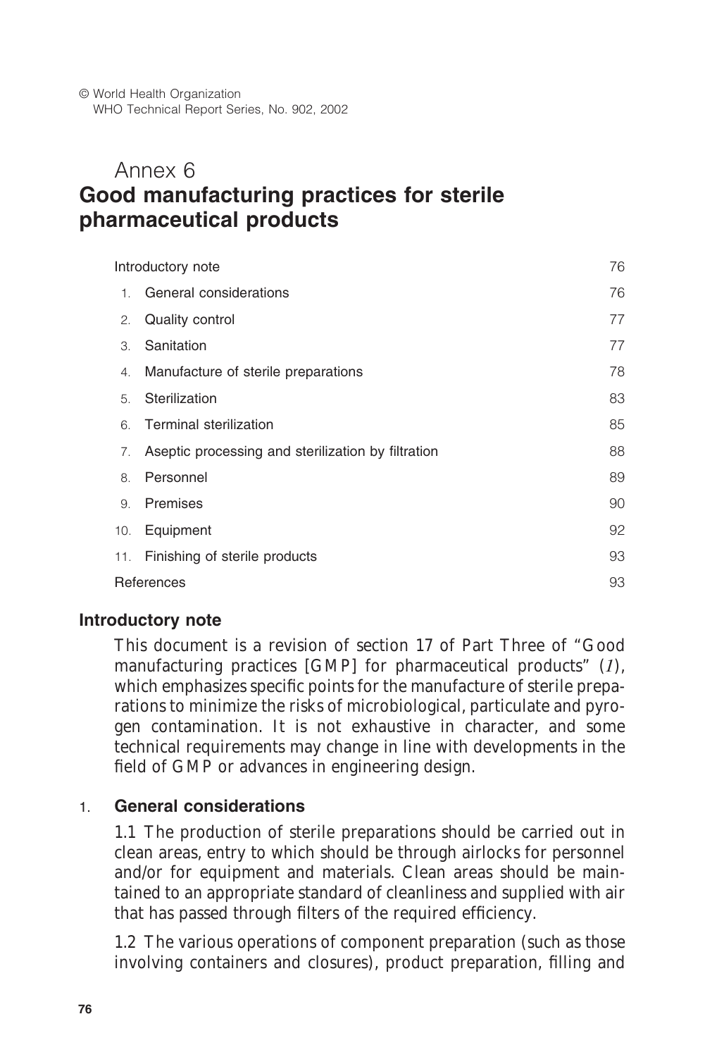© World Health Organization
WHO Technical Report Series, No. 902, 2002

# Annex 6
# Good manufacturing practices for sterile pharmaceutical products

| | | |
|---|---|---|
| Introductory note | | 76 |
| 1. | General considerations | 76 |
| 2. | Quality control | 77 |
| 3. | Sanitation | 77 |
| 4. | Manufacture of sterile preparations | 78 |
| 5. | Sterilization | 83 |
| 6. | Terminal sterilization | 85 |
| 7. | Aseptic processing and sterilization by filtration | 88 |
| 8. | Personnel | 89 |
| 9. | Premises | 90 |
| 10. | Equipment | 92 |
| 11. | Finishing of sterile products | 93 |
| References | | 93 |

## Introductory note

This document is a revision of section 17 of Part Three of "Good manufacturing practices [GMP] for pharmaceutical products" (*1*), which emphasizes specific points for the manufacture of sterile preparations to minimize the risks of microbiological, particulate and pyrogen contamination. It is not exhaustive in character, and some technical requirements may change in line with developments in the field of GMP or advances in engineering design.

## 1. General considerations

1.1 The production of sterile preparations should be carried out in clean areas, entry to which should be through airlocks for personnel and/or for equipment and materials. Clean areas should be maintained to an appropriate standard of cleanliness and supplied with air that has passed through filters of the required efficiency.

1.2 The various operations of component preparation (such as those involving containers and closures), product preparation, filling and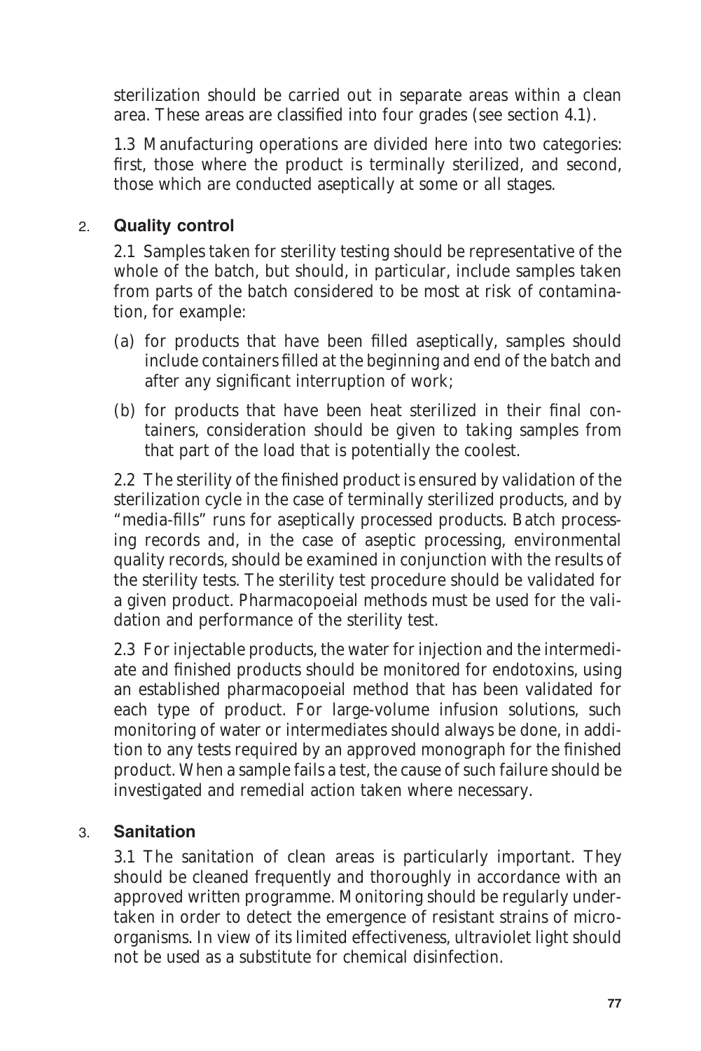sterilization should be carried out in separate areas within a clean area. These areas are classified into four grades (see section 4.1).

1.3 Manufacturing operations are divided here into two categories: first, those where the product is terminally sterilized, and second, those which are conducted aseptically at some or all stages.

## 2. Quality control

2.1 Samples taken for sterility testing should be representative of the whole of the batch, but should, in particular, include samples taken from parts of the batch considered to be most at risk of contamination, for example:

(a) for products that have been filled aseptically, samples should include containers filled at the beginning and end of the batch and after any significant interruption of work;

(b) for products that have been heat sterilized in their final containers, consideration should be given to taking samples from that part of the load that is potentially the coolest.

2.2 The sterility of the finished product is ensured by validation of the sterilization cycle in the case of terminally sterilized products, and by "media-fills" runs for aseptically processed products. Batch processing records and, in the case of aseptic processing, environmental quality records, should be examined in conjunction with the results of the sterility tests. The sterility test procedure should be validated for a given product. Pharmacopoeial methods must be used for the validation and performance of the sterility test.

2.3 For injectable products, the water for injection and the intermediate and finished products should be monitored for endotoxins, using an established pharmacopoeial method that has been validated for each type of product. For large-volume infusion solutions, such monitoring of water or intermediates should always be done, in addition to any tests required by an approved monograph for the finished product. When a sample fails a test, the cause of such failure should be investigated and remedial action taken where necessary.

## 3. Sanitation

3.1 The sanitation of clean areas is particularly important. They should be cleaned frequently and thoroughly in accordance with an approved written programme. Monitoring should be regularly undertaken in order to detect the emergence of resistant strains of microorganisms. In view of its limited effectiveness, ultraviolet light should not be used as a substitute for chemical disinfection.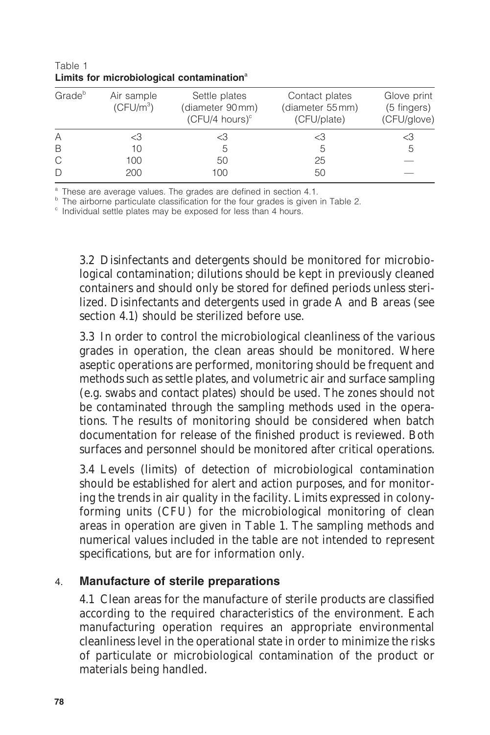Table 1
**Limits for microbiological contamination**[a]

| Grade[b] | Air sample (CFU/m$^3$) | Settle plates (diameter 90 mm) (CFU/4 hours)[c] | Contact plates (diameter 55 mm) (CFU/plate) | Glove print (5 fingers) (CFU/glove) |
|---|---|---|---|---|
| A | <3 | <3 | <3 | <3 |
| B | 10 | 5 | 5 | 5 |
| C | 100 | 50 | 25 | — |
| D | 200 | 100 | 50 | — |

[a] These are average values. The grades are defined in section 4.1.
[b] The airborne particulate classification for the four grades is given in Table 2.
[c] Individual settle plates may be exposed for less than 4 hours.

3.2 Disinfectants and detergents should be monitored for microbiological contamination; dilutions should be kept in previously cleaned containers and should only be stored for defined periods unless sterilized. Disinfectants and detergents used in grade A and B areas (see section 4.1) should be sterilized before use.

3.3 In order to control the microbiological cleanliness of the various grades in operation, the clean areas should be monitored. Where aseptic operations are performed, monitoring should be frequent and methods such as settle plates, and volumetric air and surface sampling (e.g. swabs and contact plates) should be used. The zones should not be contaminated through the sampling methods used in the operations. The results of monitoring should be considered when batch documentation for release of the finished product is reviewed. Both surfaces and personnel should be monitored after critical operations.

3.4 Levels (limits) of detection of microbiological contamination should be established for alert and action purposes, and for monitoring the trends in air quality in the facility. Limits expressed in colony-forming units (CFU) for the microbiological monitoring of clean areas in operation are given in Table 1. The sampling methods and numerical values included in the table are not intended to represent specifications, but are for information only.

## 4. Manufacture of sterile preparations

4.1 Clean areas for the manufacture of sterile products are classified according to the required characteristics of the environment. Each manufacturing operation requires an appropriate environmental cleanliness level in the operational state in order to minimize the risks of particulate or microbiological contamination of the product or materials being handled.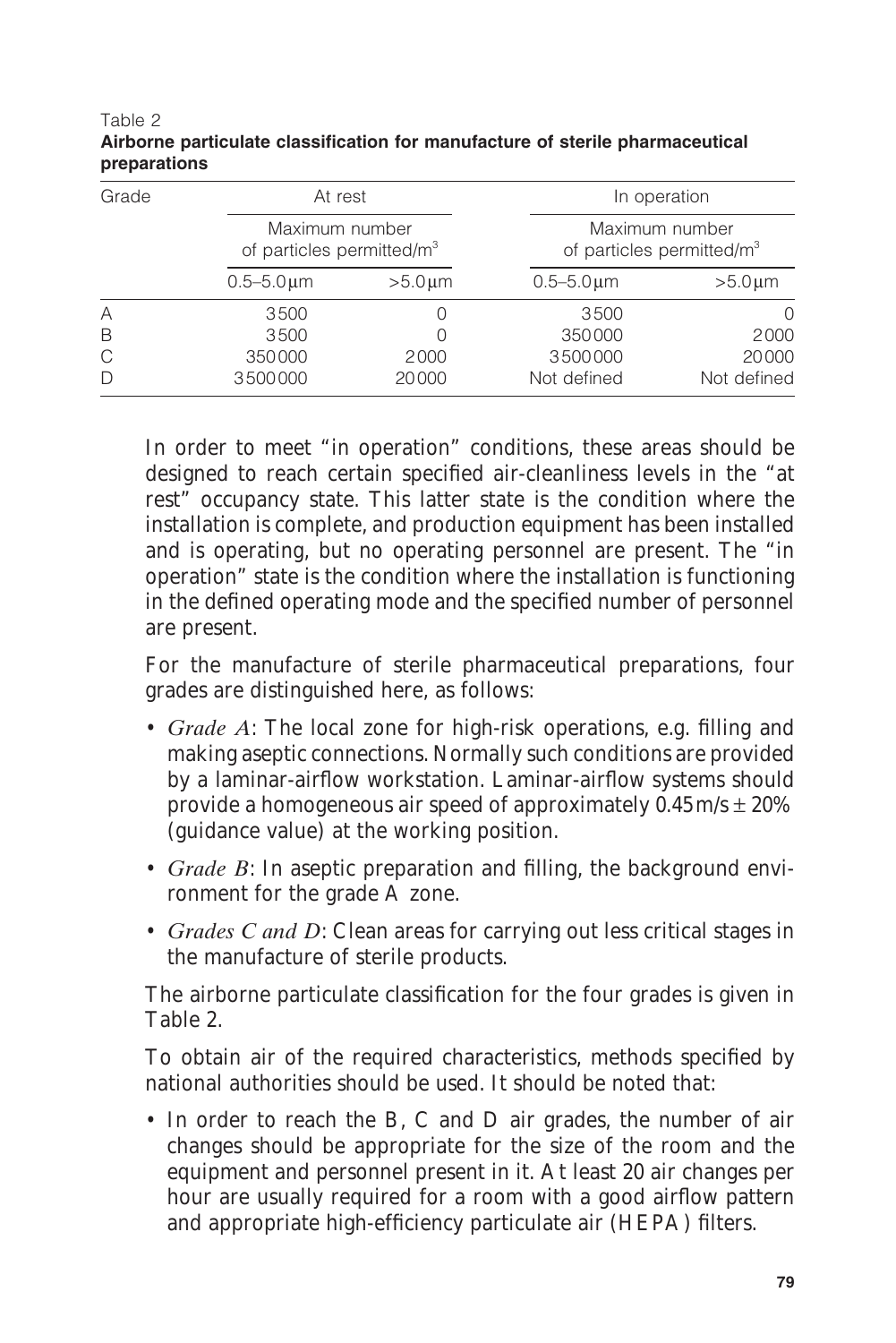Table 2
**Airborne particulate classification for manufacture of sterile pharmaceutical preparations**

| Grade | At rest | | In operation | |
|---|---|---|---|---|
| | Maximum number of particles permitted/m³ | | Maximum number of particles permitted/m³ | |
| | 0.5–5.0 μm | >5.0 μm | 0.5–5.0 μm | >5.0 μm |
| A | 3500 | 0 | 3500 | 0 |
| B | 3500 | 0 | 350 000 | 2000 |
| C | 350 000 | 2000 | 3 500 000 | 20 000 |
| D | 3 500 000 | 20 000 | Not defined | Not defined |

In order to meet "in operation" conditions, these areas should be designed to reach certain specified air-cleanliness levels in the "at rest" occupancy state. This latter state is the condition where the installation is complete, and production equipment has been installed and is operating, but no operating personnel are present. The "in operation" state is the condition where the installation is functioning in the defined operating mode and the specified number of personnel are present.

For the manufacture of sterile pharmaceutical preparations, four grades are distinguished here, as follows:

- *Grade A*: The local zone for high-risk operations, e.g. filling and making aseptic connections. Normally such conditions are provided by a laminar-airflow workstation. Laminar-airflow systems should provide a homogeneous air speed of approximately 0.45 m/s ± 20% (guidance value) at the working position.
- *Grade B*: In aseptic preparation and filling, the background environment for the grade A zone.
- *Grades C and D*: Clean areas for carrying out less critical stages in the manufacture of sterile products.

The airborne particulate classification for the four grades is given in Table 2.

To obtain air of the required characteristics, methods specified by national authorities should be used. It should be noted that:

- In order to reach the B, C and D air grades, the number of air changes should be appropriate for the size of the room and the equipment and personnel present in it. At least 20 air changes per hour are usually required for a room with a good airflow pattern and appropriate high-efficiency particulate air (HEPA) filters.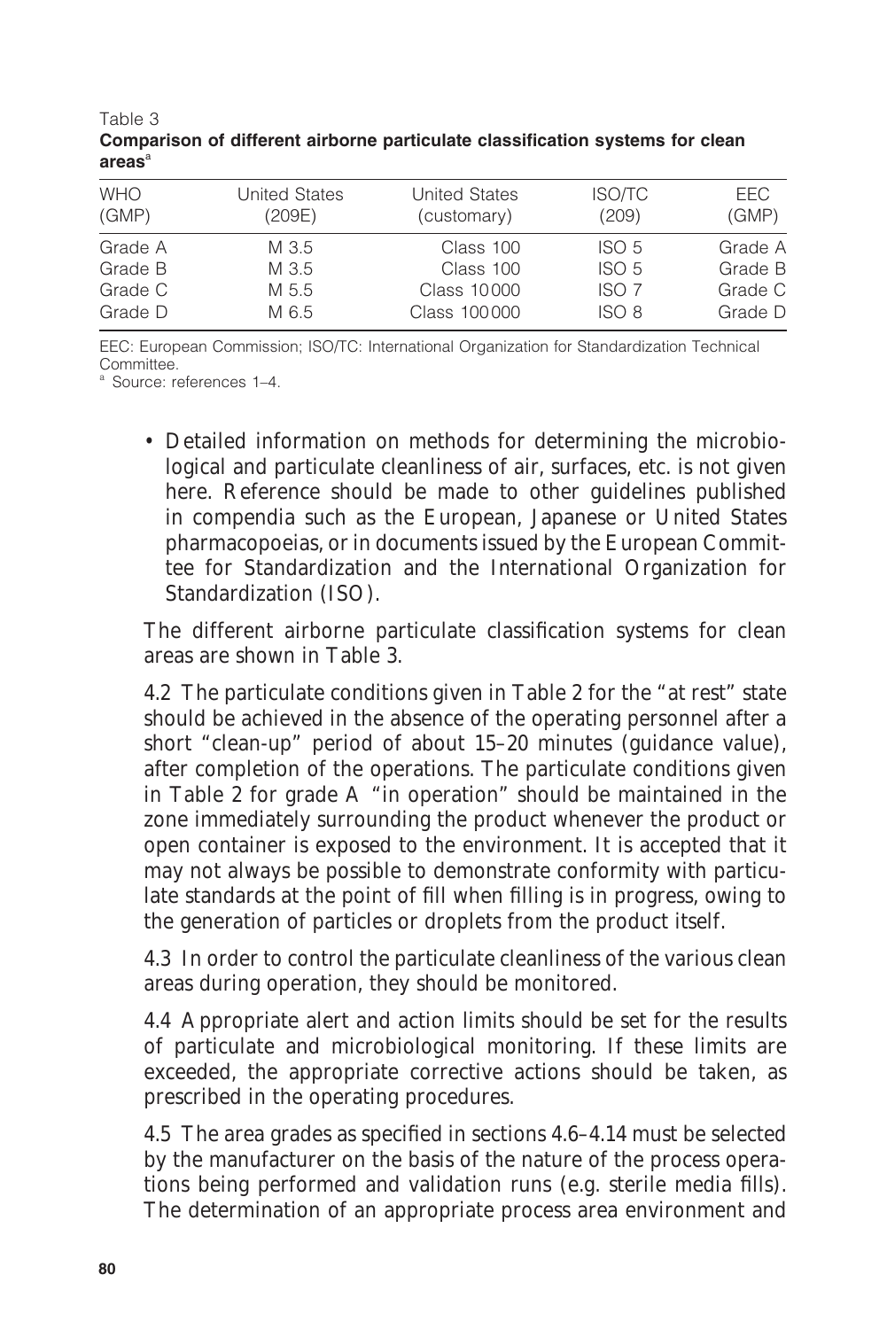Table 3
**Comparison of different airborne particulate classification systems for clean areas**[a]

| WHO (GMP) | United States (209E) | United States (customary) | ISO/TC (209) | EEC (GMP) |
|---|---|---|---|---|
| Grade A | M 3.5 | Class 100 | ISO 5 | Grade A |
| Grade B | M 3.5 | Class 100 | ISO 5 | Grade B |
| Grade C | M 5.5 | Class 10 000 | ISO 7 | Grade C |
| Grade D | M 6.5 | Class 100 000 | ISO 8 | Grade D |

EEC: European Commission; ISO/TC: International Organization for Standardization Technical Committee.
[a] Source: references 1–4.

- Detailed information on methods for determining the microbiological and particulate cleanliness of air, surfaces, etc. is not given here. Reference should be made to other guidelines published in compendia such as the European, Japanese or United States pharmacopoeias, or in documents issued by the European Committee for Standardization and the International Organization for Standardization (ISO).

The different airborne particulate classification systems for clean areas are shown in Table 3.

4.2 The particulate conditions given in Table 2 for the "at rest" state should be achieved in the absence of the operating personnel after a short "clean-up" period of about 15–20 minutes (guidance value), after completion of the operations. The particulate conditions given in Table 2 for grade A "in operation" should be maintained in the zone immediately surrounding the product whenever the product or open container is exposed to the environment. It is accepted that it may not always be possible to demonstrate conformity with particulate standards at the point of fill when filling is in progress, owing to the generation of particles or droplets from the product itself.

4.3 In order to control the particulate cleanliness of the various clean areas during operation, they should be monitored.

4.4 Appropriate alert and action limits should be set for the results of particulate and microbiological monitoring. If these limits are exceeded, the appropriate corrective actions should be taken, as prescribed in the operating procedures.

4.5 The area grades as specified in sections 4.6–4.14 must be selected by the manufacturer on the basis of the nature of the process operations being performed and validation runs (e.g. sterile media fills). The determination of an appropriate process area environment and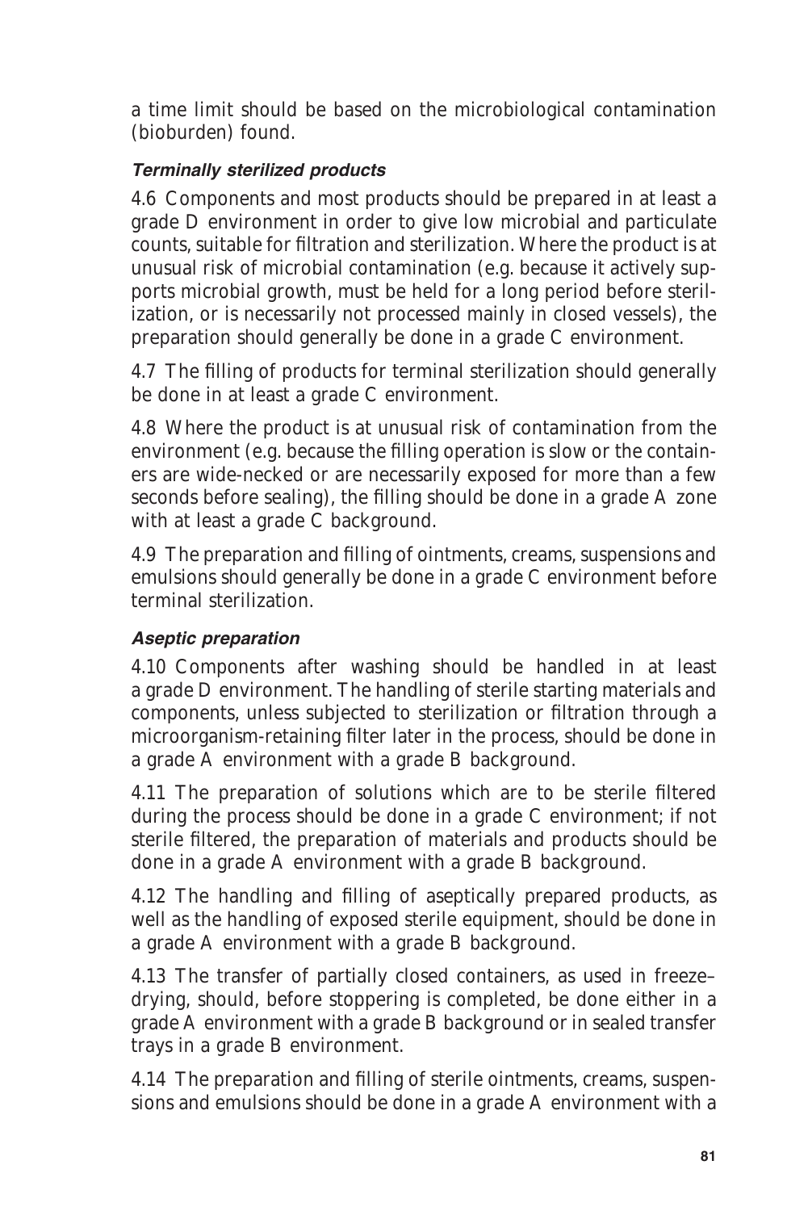a time limit should be based on the microbiological contamination (bioburden) found.

### *Terminally sterilized products*

4.6 Components and most products should be prepared in at least a grade D environment in order to give low microbial and particulate counts, suitable for filtration and sterilization. Where the product is at unusual risk of microbial contamination (e.g. because it actively supports microbial growth, must be held for a long period before sterilization, or is necessarily not processed mainly in closed vessels), the preparation should generally be done in a grade C environment.

4.7 The filling of products for terminal sterilization should generally be done in at least a grade C environment.

4.8 Where the product is at unusual risk of contamination from the environment (e.g. because the filling operation is slow or the containers are wide-necked or are necessarily exposed for more than a few seconds before sealing), the filling should be done in a grade A zone with at least a grade C background.

4.9 The preparation and filling of ointments, creams, suspensions and emulsions should generally be done in a grade C environment before terminal sterilization.

### *Aseptic preparation*

4.10 Components after washing should be handled in at least a grade D environment. The handling of sterile starting materials and components, unless subjected to sterilization or filtration through a microorganism-retaining filter later in the process, should be done in a grade A environment with a grade B background.

4.11 The preparation of solutions which are to be sterile filtered during the process should be done in a grade C environment; if not sterile filtered, the preparation of materials and products should be done in a grade A environment with a grade B background.

4.12 The handling and filling of aseptically prepared products, as well as the handling of exposed sterile equipment, should be done in a grade A environment with a grade B background.

4.13 The transfer of partially closed containers, as used in freeze–drying, should, before stoppering is completed, be done either in a grade A environment with a grade B background or in sealed transfer trays in a grade B environment.

4.14 The preparation and filling of sterile ointments, creams, suspensions and emulsions should be done in a grade A environment with a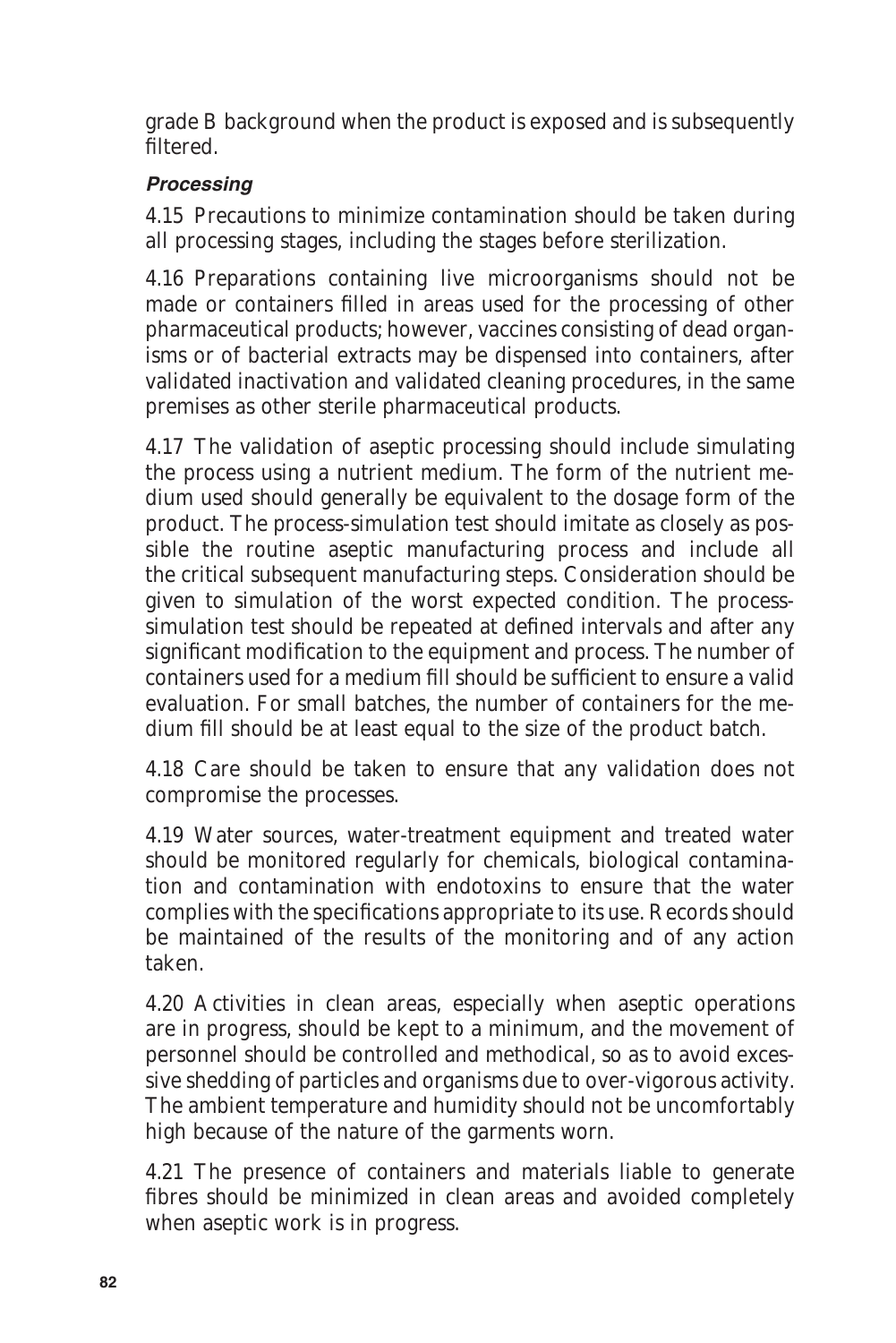grade B background when the product is exposed and is subsequently filtered.

***Processing***

4.15 Precautions to minimize contamination should be taken during all processing stages, including the stages before sterilization.

4.16 Preparations containing live microorganisms should not be made or containers filled in areas used for the processing of other pharmaceutical products; however, vaccines consisting of dead organisms or of bacterial extracts may be dispensed into containers, after validated inactivation and validated cleaning procedures, in the same premises as other sterile pharmaceutical products.

4.17 The validation of aseptic processing should include simulating the process using a nutrient medium. The form of the nutrient medium used should generally be equivalent to the dosage form of the product. The process-simulation test should imitate as closely as possible the routine aseptic manufacturing process and include all the critical subsequent manufacturing steps. Consideration should be given to simulation of the worst expected condition. The process-simulation test should be repeated at defined intervals and after any significant modification to the equipment and process. The number of containers used for a medium fill should be sufficient to ensure a valid evaluation. For small batches, the number of containers for the medium fill should be at least equal to the size of the product batch.

4.18 Care should be taken to ensure that any validation does not compromise the processes.

4.19 Water sources, water-treatment equipment and treated water should be monitored regularly for chemicals, biological contamination and contamination with endotoxins to ensure that the water complies with the specifications appropriate to its use. Records should be maintained of the results of the monitoring and of any action taken.

4.20 Activities in clean areas, especially when aseptic operations are in progress, should be kept to a minimum, and the movement of personnel should be controlled and methodical, so as to avoid excessive shedding of particles and organisms due to over-vigorous activity. The ambient temperature and humidity should not be uncomfortably high because of the nature of the garments worn.

4.21 The presence of containers and materials liable to generate fibres should be minimized in clean areas and avoided completely when aseptic work is in progress.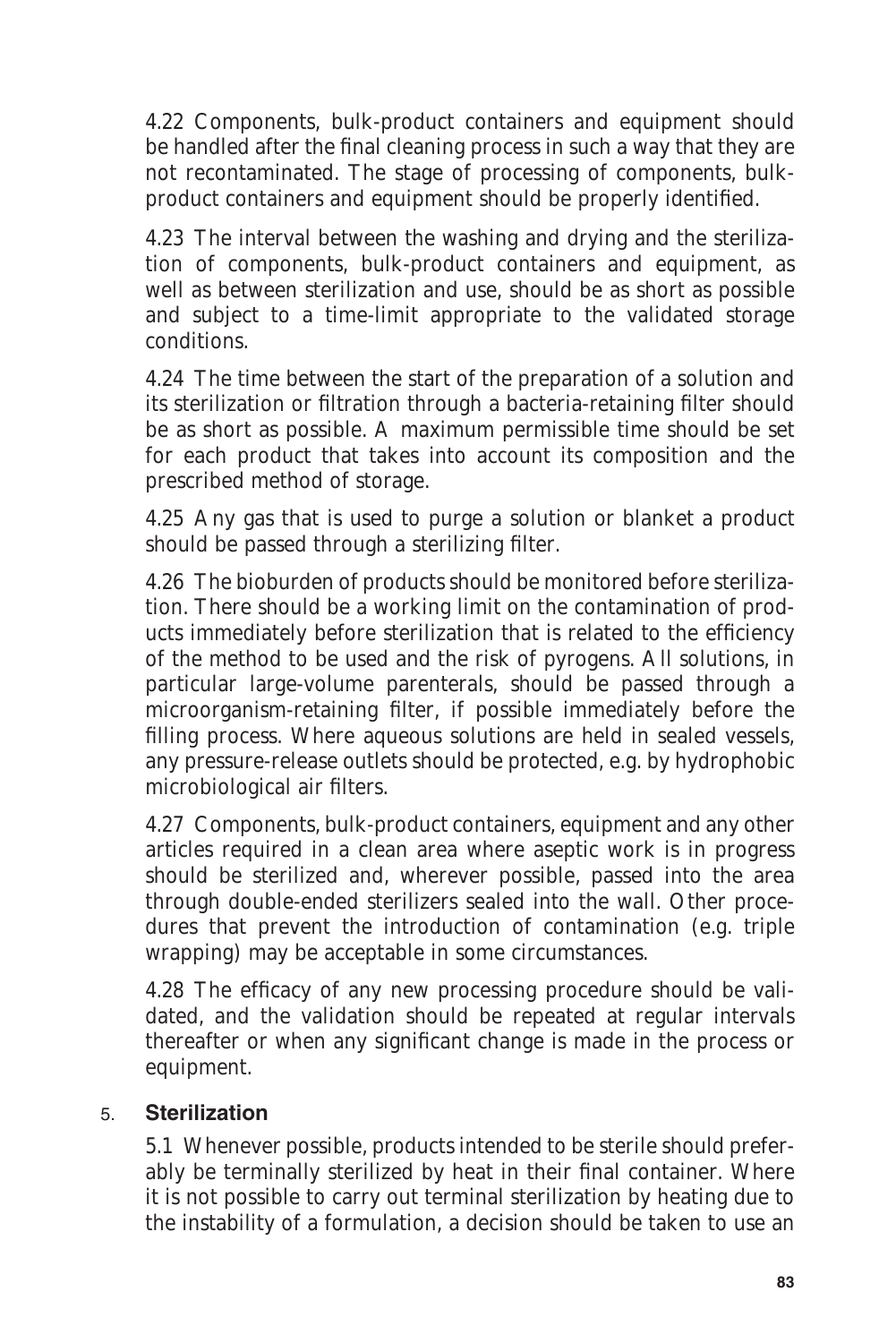4.22 Components, bulk-product containers and equipment should be handled after the final cleaning process in such a way that they are not recontaminated. The stage of processing of components, bulk-product containers and equipment should be properly identified.

4.23 The interval between the washing and drying and the sterilization of components, bulk-product containers and equipment, as well as between sterilization and use, should be as short as possible and subject to a time-limit appropriate to the validated storage conditions.

4.24 The time between the start of the preparation of a solution and its sterilization or filtration through a bacteria-retaining filter should be as short as possible. A maximum permissible time should be set for each product that takes into account its composition and the prescribed method of storage.

4.25 Any gas that is used to purge a solution or blanket a product should be passed through a sterilizing filter.

4.26 The bioburden of products should be monitored before sterilization. There should be a working limit on the contamination of products immediately before sterilization that is related to the efficiency of the method to be used and the risk of pyrogens. All solutions, in particular large-volume parenterals, should be passed through a microorganism-retaining filter, if possible immediately before the filling process. Where aqueous solutions are held in sealed vessels, any pressure-release outlets should be protected, e.g. by hydrophobic microbiological air filters.

4.27 Components, bulk-product containers, equipment and any other articles required in a clean area where aseptic work is in progress should be sterilized and, wherever possible, passed into the area through double-ended sterilizers sealed into the wall. Other procedures that prevent the introduction of contamination (e.g. triple wrapping) may be acceptable in some circumstances.

4.28 The efficacy of any new processing procedure should be validated, and the validation should be repeated at regular intervals thereafter or when any significant change is made in the process or equipment.

## 5. Sterilization

5.1 Whenever possible, products intended to be sterile should preferably be terminally sterilized by heat in their final container. Where it is not possible to carry out terminal sterilization by heating due to the instability of a formulation, a decision should be taken to use an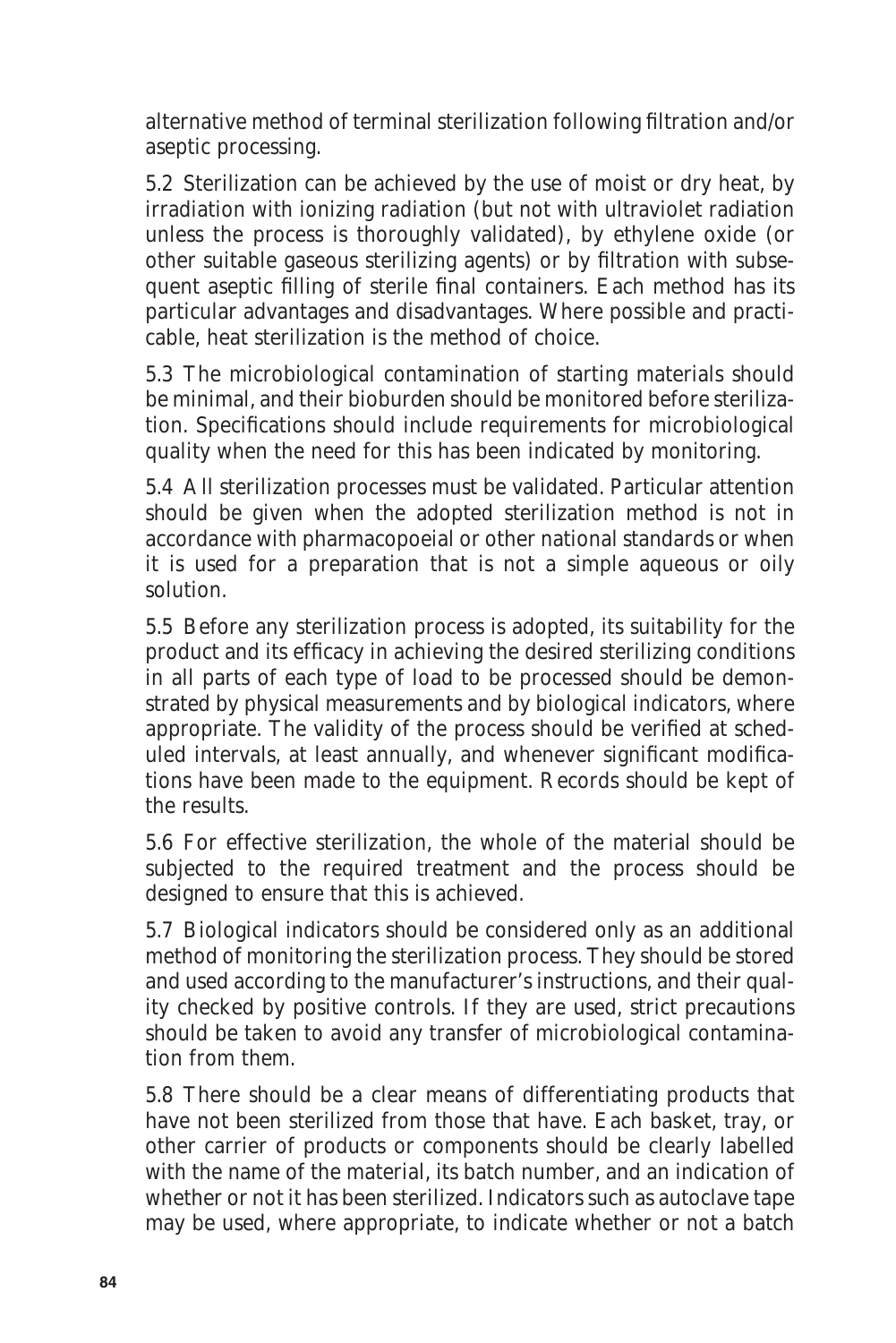alternative method of terminal sterilization following filtration and/or aseptic processing.

5.2 Sterilization can be achieved by the use of moist or dry heat, by irradiation with ionizing radiation (but not with ultraviolet radiation unless the process is thoroughly validated), by ethylene oxide (or other suitable gaseous sterilizing agents) or by filtration with subsequent aseptic filling of sterile final containers. Each method has its particular advantages and disadvantages. Where possible and practicable, heat sterilization is the method of choice.

5.3 The microbiological contamination of starting materials should be minimal, and their bioburden should be monitored before sterilization. Specifications should include requirements for microbiological quality when the need for this has been indicated by monitoring.

5.4 All sterilization processes must be validated. Particular attention should be given when the adopted sterilization method is not in accordance with pharmacopoeial or other national standards or when it is used for a preparation that is not a simple aqueous or oily solution.

5.5 Before any sterilization process is adopted, its suitability for the product and its efficacy in achieving the desired sterilizing conditions in all parts of each type of load to be processed should be demonstrated by physical measurements and by biological indicators, where appropriate. The validity of the process should be verified at scheduled intervals, at least annually, and whenever significant modifications have been made to the equipment. Records should be kept of the results.

5.6 For effective sterilization, the whole of the material should be subjected to the required treatment and the process should be designed to ensure that this is achieved.

5.7 Biological indicators should be considered only as an additional method of monitoring the sterilization process. They should be stored and used according to the manufacturer's instructions, and their quality checked by positive controls. If they are used, strict precautions should be taken to avoid any transfer of microbiological contamination from them.

5.8 There should be a clear means of differentiating products that have not been sterilized from those that have. Each basket, tray, or other carrier of products or components should be clearly labelled with the name of the material, its batch number, and an indication of whether or not it has been sterilized. Indicators such as autoclave tape may be used, where appropriate, to indicate whether or not a batch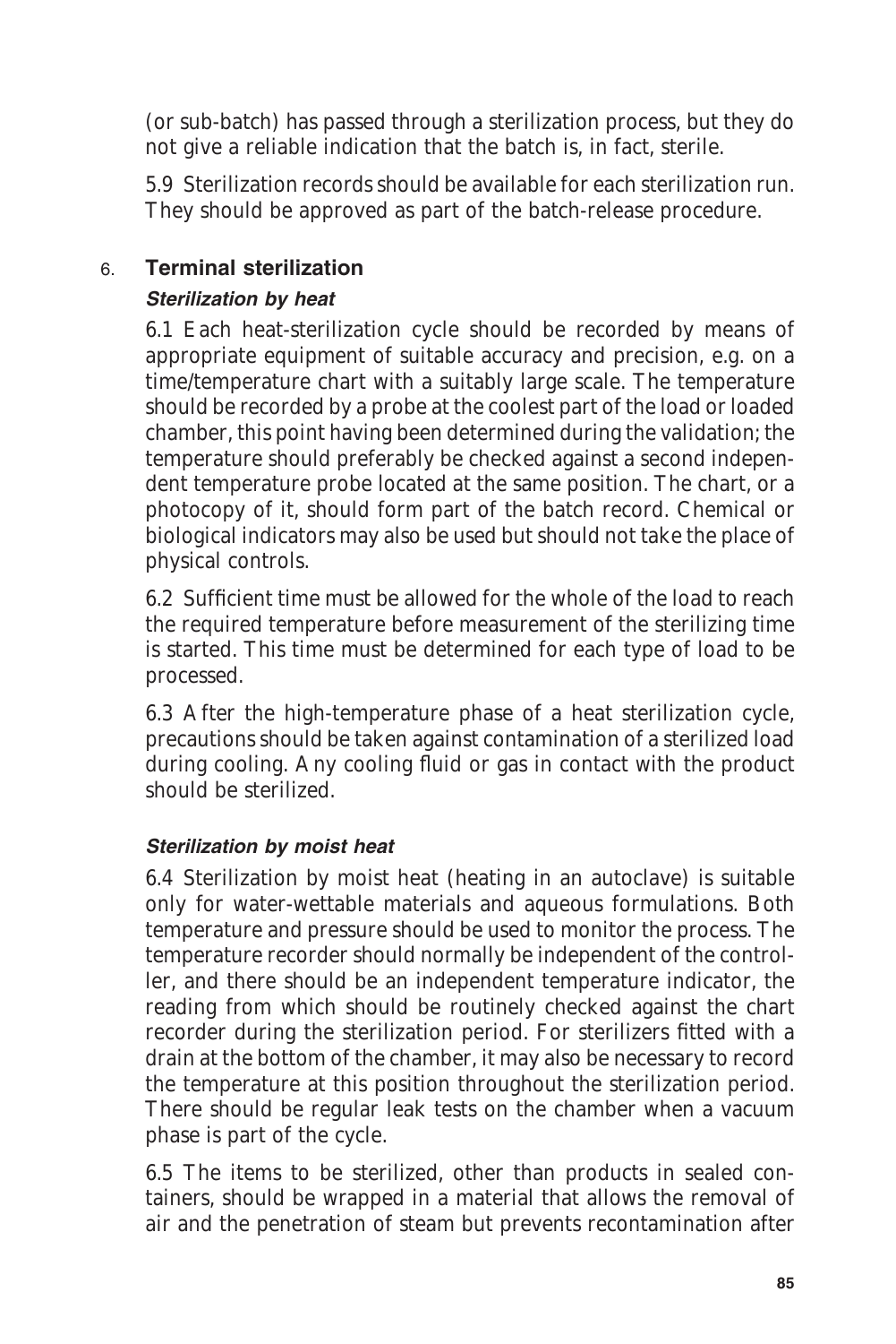(or sub-batch) has passed through a sterilization process, but they do not give a reliable indication that the batch is, in fact, sterile.

5.9 Sterilization records should be available for each sterilization run. They should be approved as part of the batch-release procedure.

## 6. Terminal sterilization

### *Sterilization by heat*

6.1 Each heat-sterilization cycle should be recorded by means of appropriate equipment of suitable accuracy and precision, e.g. on a time/temperature chart with a suitably large scale. The temperature should be recorded by a probe at the coolest part of the load or loaded chamber, this point having been determined during the validation; the temperature should preferably be checked against a second independent temperature probe located at the same position. The chart, or a photocopy of it, should form part of the batch record. Chemical or biological indicators may also be used but should not take the place of physical controls.

6.2 Sufficient time must be allowed for the whole of the load to reach the required temperature before measurement of the sterilizing time is started. This time must be determined for each type of load to be processed.

6.3 After the high-temperature phase of a heat sterilization cycle, precautions should be taken against contamination of a sterilized load during cooling. Any cooling fluid or gas in contact with the product should be sterilized.

### *Sterilization by moist heat*

6.4 Sterilization by moist heat (heating in an autoclave) is suitable only for water-wettable materials and aqueous formulations. Both temperature and pressure should be used to monitor the process. The temperature recorder should normally be independent of the controller, and there should be an independent temperature indicator, the reading from which should be routinely checked against the chart recorder during the sterilization period. For sterilizers fitted with a drain at the bottom of the chamber, it may also be necessary to record the temperature at this position throughout the sterilization period. There should be regular leak tests on the chamber when a vacuum phase is part of the cycle.

6.5 The items to be sterilized, other than products in sealed containers, should be wrapped in a material that allows the removal of air and the penetration of steam but prevents recontamination after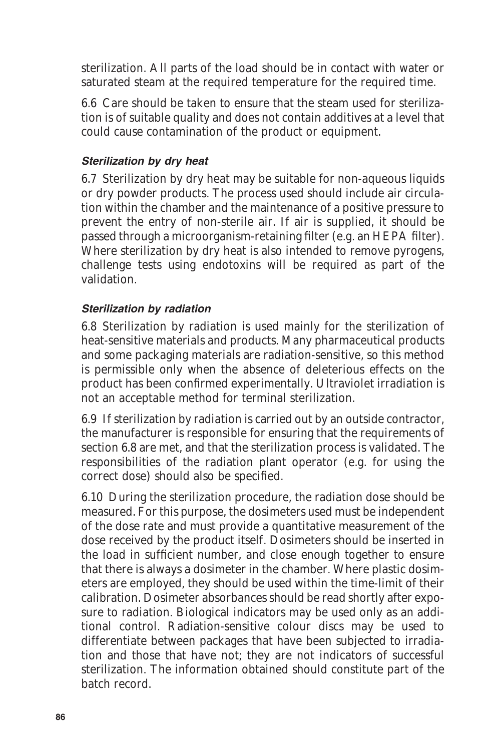sterilization. All parts of the load should be in contact with water or saturated steam at the required temperature for the required time.

6.6 Care should be taken to ensure that the steam used for sterilization is of suitable quality and does not contain additives at a level that could cause contamination of the product or equipment.

### *Sterilization by dry heat*

6.7 Sterilization by dry heat may be suitable for non-aqueous liquids or dry powder products. The process used should include air circulation within the chamber and the maintenance of a positive pressure to prevent the entry of non-sterile air. If air is supplied, it should be passed through a microorganism-retaining filter (e.g. an HEPA filter). Where sterilization by dry heat is also intended to remove pyrogens, challenge tests using endotoxins will be required as part of the validation.

### *Sterilization by radiation*

6.8 Sterilization by radiation is used mainly for the sterilization of heat-sensitive materials and products. Many pharmaceutical products and some packaging materials are radiation-sensitive, so this method is permissible only when the absence of deleterious effects on the product has been confirmed experimentally. Ultraviolet irradiation is not an acceptable method for terminal sterilization.

6.9 If sterilization by radiation is carried out by an outside contractor, the manufacturer is responsible for ensuring that the requirements of section 6.8 are met, and that the sterilization process is validated. The responsibilities of the radiation plant operator (e.g. for using the correct dose) should also be specified.

6.10 During the sterilization procedure, the radiation dose should be measured. For this purpose, the dosimeters used must be independent of the dose rate and must provide a quantitative measurement of the dose received by the product itself. Dosimeters should be inserted in the load in sufficient number, and close enough together to ensure that there is always a dosimeter in the chamber. Where plastic dosimeters are employed, they should be used within the time-limit of their calibration. Dosimeter absorbances should be read shortly after exposure to radiation. Biological indicators may be used only as an additional control. Radiation-sensitive colour discs may be used to differentiate between packages that have been subjected to irradiation and those that have not; they are not indicators of successful sterilization. The information obtained should constitute part of the batch record.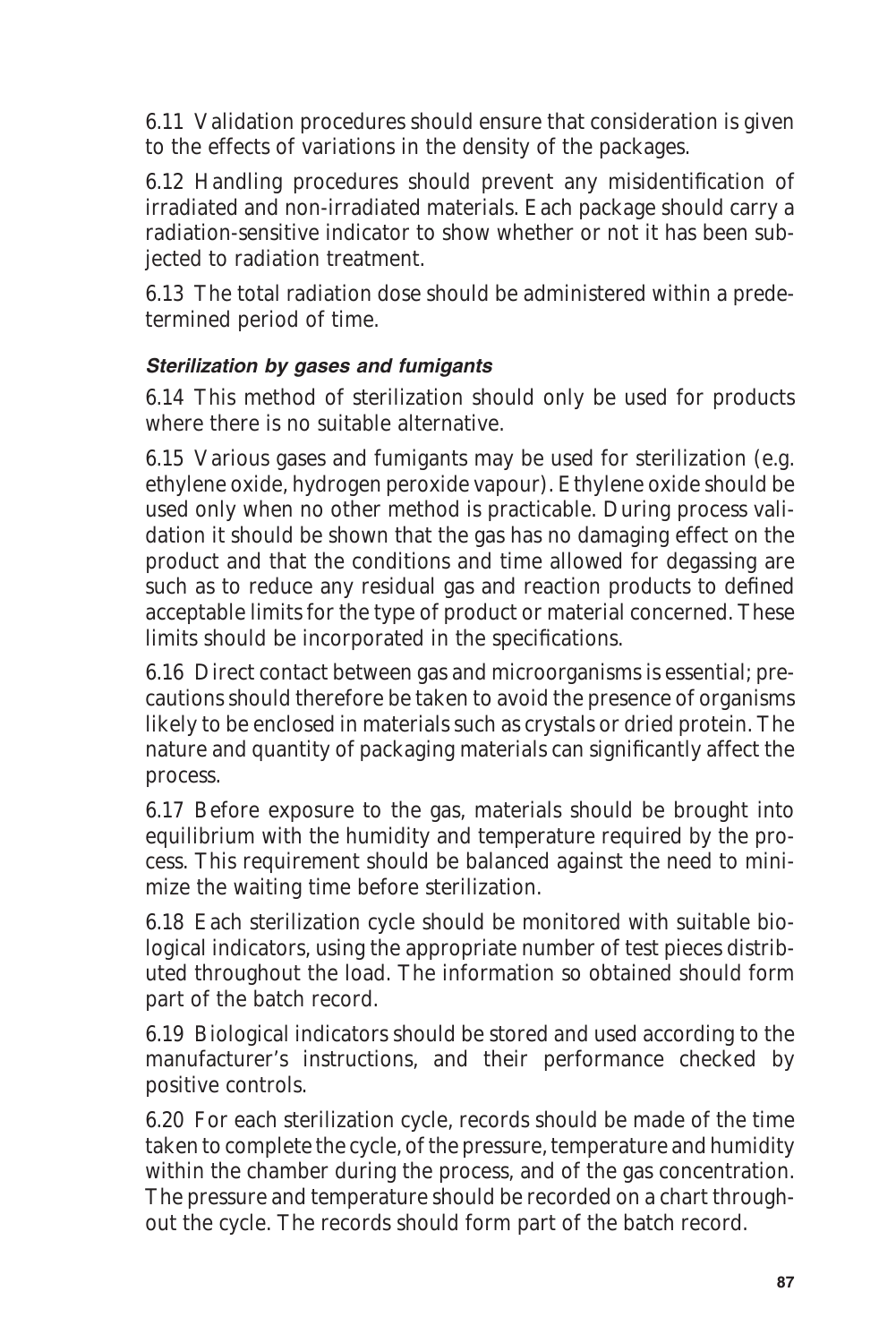6.11 Validation procedures should ensure that consideration is given to the effects of variations in the density of the packages.

6.12 Handling procedures should prevent any misidentification of irradiated and non-irradiated materials. Each package should carry a radiation-sensitive indicator to show whether or not it has been subjected to radiation treatment.

6.13 The total radiation dose should be administered within a predetermined period of time.

#### *Sterilization by gases and fumigants*

6.14 This method of sterilization should only be used for products where there is no suitable alternative.

6.15 Various gases and fumigants may be used for sterilization (e.g. ethylene oxide, hydrogen peroxide vapour). Ethylene oxide should be used only when no other method is practicable. During process validation it should be shown that the gas has no damaging effect on the product and that the conditions and time allowed for degassing are such as to reduce any residual gas and reaction products to defined acceptable limits for the type of product or material concerned. These limits should be incorporated in the specifications.

6.16 Direct contact between gas and microorganisms is essential; precautions should therefore be taken to avoid the presence of organisms likely to be enclosed in materials such as crystals or dried protein. The nature and quantity of packaging materials can significantly affect the process.

6.17 Before exposure to the gas, materials should be brought into equilibrium with the humidity and temperature required by the process. This requirement should be balanced against the need to minimize the waiting time before sterilization.

6.18 Each sterilization cycle should be monitored with suitable biological indicators, using the appropriate number of test pieces distributed throughout the load. The information so obtained should form part of the batch record.

6.19 Biological indicators should be stored and used according to the manufacturer's instructions, and their performance checked by positive controls.

6.20 For each sterilization cycle, records should be made of the time taken to complete the cycle, of the pressure, temperature and humidity within the chamber during the process, and of the gas concentration. The pressure and temperature should be recorded on a chart throughout the cycle. The records should form part of the batch record.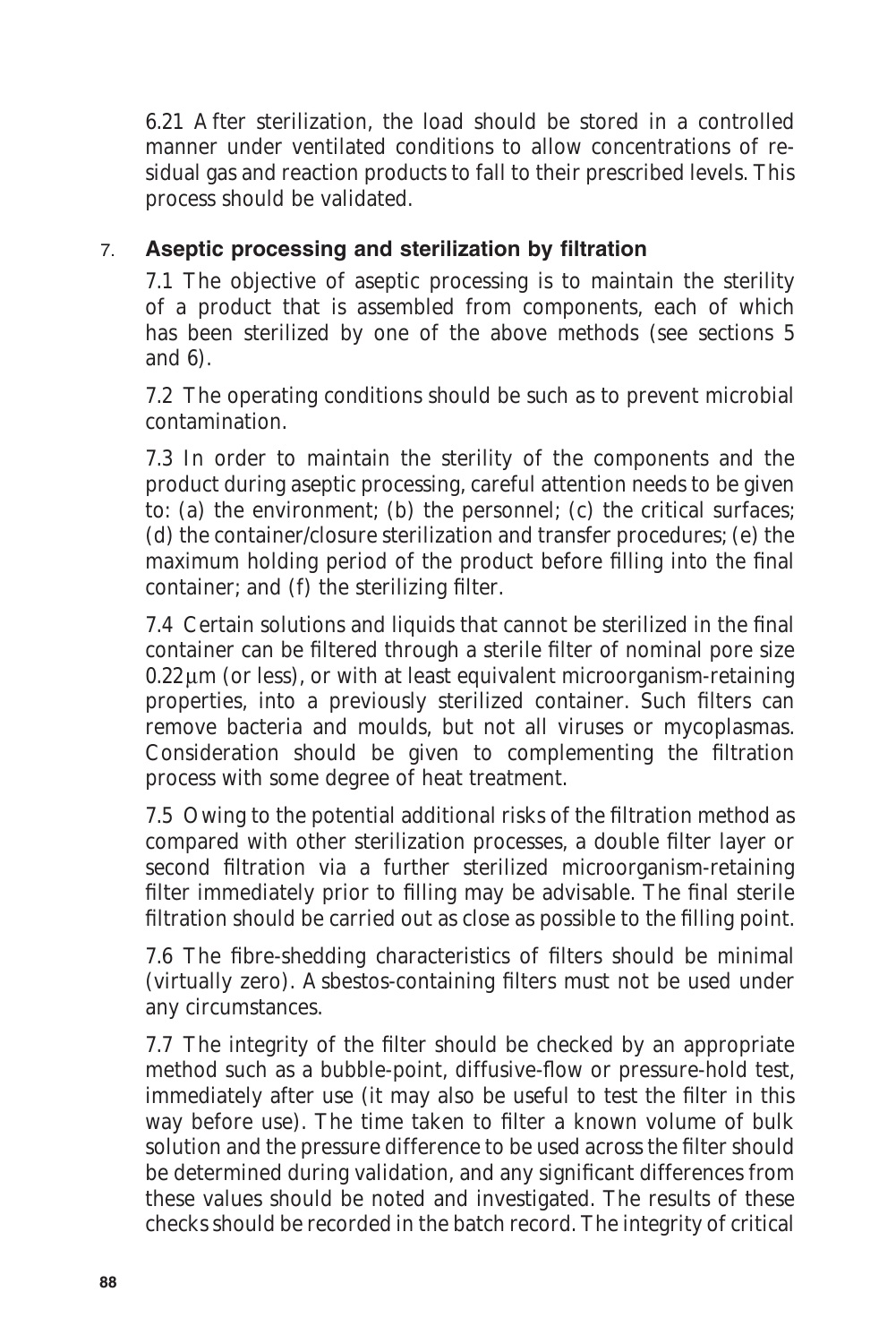6.21 After sterilization, the load should be stored in a controlled manner under ventilated conditions to allow concentrations of residual gas and reaction products to fall to their prescribed levels. This process should be validated.

## 7. Aseptic processing and sterilization by filtration

7.1 The objective of aseptic processing is to maintain the sterility of a product that is assembled from components, each of which has been sterilized by one of the above methods (see sections 5 and 6).

7.2 The operating conditions should be such as to prevent microbial contamination.

7.3 In order to maintain the sterility of the components and the product during aseptic processing, careful attention needs to be given to: (a) the environment; (b) the personnel; (c) the critical surfaces; (d) the container/closure sterilization and transfer procedures; (e) the maximum holding period of the product before filling into the final container; and (f) the sterilizing filter.

7.4 Certain solutions and liquids that cannot be sterilized in the final container can be filtered through a sterile filter of nominal pore size 0.22 μm (or less), or with at least equivalent microorganism-retaining properties, into a previously sterilized container. Such filters can remove bacteria and moulds, but not all viruses or mycoplasmas. Consideration should be given to complementing the filtration process with some degree of heat treatment.

7.5 Owing to the potential additional risks of the filtration method as compared with other sterilization processes, a double filter layer or second filtration via a further sterilized microorganism-retaining filter immediately prior to filling may be advisable. The final sterile filtration should be carried out as close as possible to the filling point.

7.6 The fibre-shedding characteristics of filters should be minimal (virtually zero). Asbestos-containing filters must not be used under any circumstances.

7.7 The integrity of the filter should be checked by an appropriate method such as a bubble-point, diffusive-flow or pressure-hold test, immediately after use (it may also be useful to test the filter in this way before use). The time taken to filter a known volume of bulk solution and the pressure difference to be used across the filter should be determined during validation, and any significant differences from these values should be noted and investigated. The results of these checks should be recorded in the batch record. The integrity of critical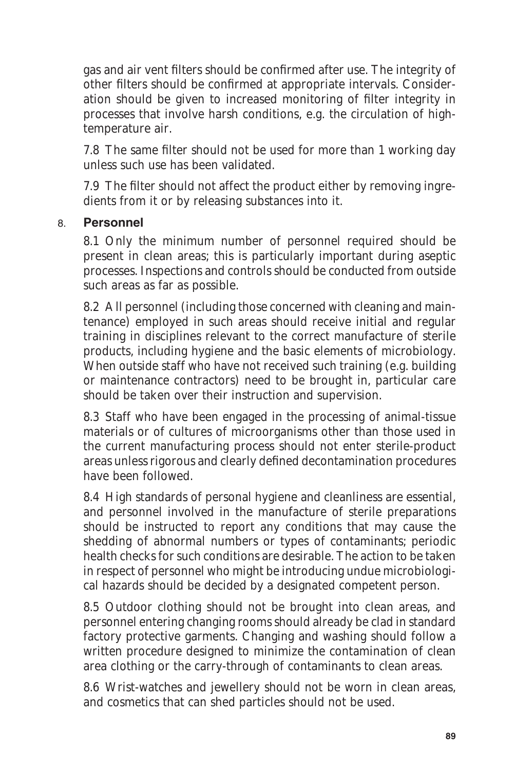gas and air vent filters should be confirmed after use. The integrity of other filters should be confirmed at appropriate intervals. Consideration should be given to increased monitoring of filter integrity in processes that involve harsh conditions, e.g. the circulation of high-temperature air.

7.8 The same filter should not be used for more than 1 working day unless such use has been validated.

7.9 The filter should not affect the product either by removing ingredients from it or by releasing substances into it.

## 8. Personnel

8.1 Only the minimum number of personnel required should be present in clean areas; this is particularly important during aseptic processes. Inspections and controls should be conducted from outside such areas as far as possible.

8.2 All personnel (including those concerned with cleaning and maintenance) employed in such areas should receive initial and regular training in disciplines relevant to the correct manufacture of sterile products, including hygiene and the basic elements of microbiology. When outside staff who have not received such training (e.g. building or maintenance contractors) need to be brought in, particular care should be taken over their instruction and supervision.

8.3 Staff who have been engaged in the processing of animal-tissue materials or of cultures of microorganisms other than those used in the current manufacturing process should not enter sterile-product areas unless rigorous and clearly defined decontamination procedures have been followed.

8.4 High standards of personal hygiene and cleanliness are essential, and personnel involved in the manufacture of sterile preparations should be instructed to report any conditions that may cause the shedding of abnormal numbers or types of contaminants; periodic health checks for such conditions are desirable. The action to be taken in respect of personnel who might be introducing undue microbiological hazards should be decided by a designated competent person.

8.5 Outdoor clothing should not be brought into clean areas, and personnel entering changing rooms should already be clad in standard factory protective garments. Changing and washing should follow a written procedure designed to minimize the contamination of clean area clothing or the carry-through of contaminants to clean areas.

8.6 Wrist-watches and jewellery should not be worn in clean areas, and cosmetics that can shed particles should not be used.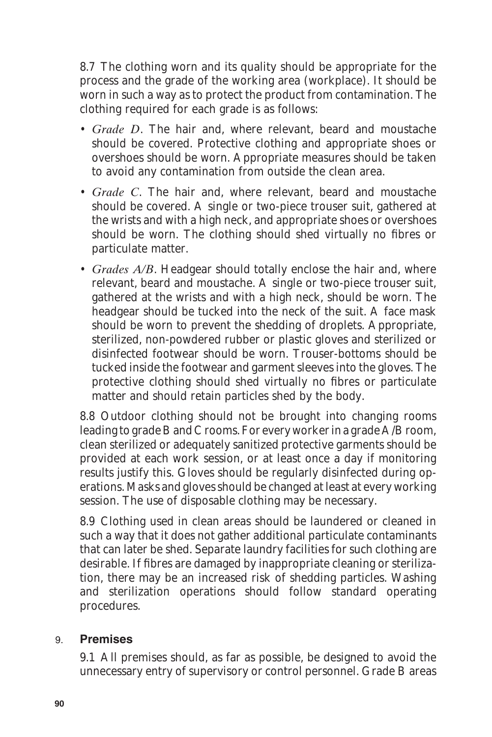8.7 The clothing worn and its quality should be appropriate for the process and the grade of the working area (workplace). It should be worn in such a way as to protect the product from contamination. The clothing required for each grade is as follows:

- *Grade D*. The hair and, where relevant, beard and moustache should be covered. Protective clothing and appropriate shoes or overshoes should be worn. Appropriate measures should be taken to avoid any contamination from outside the clean area.
- *Grade C*. The hair and, where relevant, beard and moustache should be covered. A single or two-piece trouser suit, gathered at the wrists and with a high neck, and appropriate shoes or overshoes should be worn. The clothing should shed virtually no fibres or particulate matter.
- *Grades A/B*. Headgear should totally enclose the hair and, where relevant, beard and moustache. A single or two-piece trouser suit, gathered at the wrists and with a high neck, should be worn. The headgear should be tucked into the neck of the suit. A face mask should be worn to prevent the shedding of droplets. Appropriate, sterilized, non-powdered rubber or plastic gloves and sterilized or disinfected footwear should be worn. Trouser-bottoms should be tucked inside the footwear and garment sleeves into the gloves. The protective clothing should shed virtually no fibres or particulate matter and should retain particles shed by the body.

8.8 Outdoor clothing should not be brought into changing rooms leading to grade B and C rooms. For every worker in a grade A/B room, clean sterilized or adequately sanitized protective garments should be provided at each work session, or at least once a day if monitoring results justify this. Gloves should be regularly disinfected during operations. Masks and gloves should be changed at least at every working session. The use of disposable clothing may be necessary.

8.9 Clothing used in clean areas should be laundered or cleaned in such a way that it does not gather additional particulate contaminants that can later be shed. Separate laundry facilities for such clothing are desirable. If fibres are damaged by inappropriate cleaning or sterilization, there may be an increased risk of shedding particles. Washing and sterilization operations should follow standard operating procedures.

## 9. Premises

9.1 All premises should, as far as possible, be designed to avoid the unnecessary entry of supervisory or control personnel. Grade B areas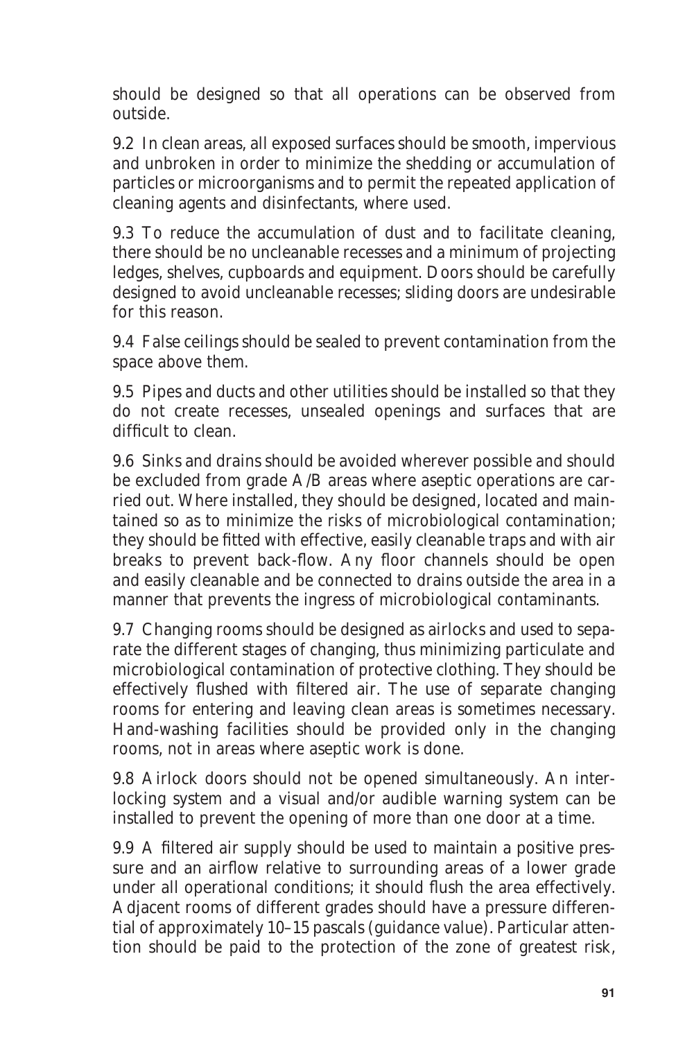should be designed so that all operations can be observed from outside.

9.2 In clean areas, all exposed surfaces should be smooth, impervious and unbroken in order to minimize the shedding or accumulation of particles or microorganisms and to permit the repeated application of cleaning agents and disinfectants, where used.

9.3 To reduce the accumulation of dust and to facilitate cleaning, there should be no uncleanable recesses and a minimum of projecting ledges, shelves, cupboards and equipment. Doors should be carefully designed to avoid uncleanable recesses; sliding doors are undesirable for this reason.

9.4 False ceilings should be sealed to prevent contamination from the space above them.

9.5 Pipes and ducts and other utilities should be installed so that they do not create recesses, unsealed openings and surfaces that are difficult to clean.

9.6 Sinks and drains should be avoided wherever possible and should be excluded from grade A/B areas where aseptic operations are carried out. Where installed, they should be designed, located and maintained so as to minimize the risks of microbiological contamination; they should be fitted with effective, easily cleanable traps and with air breaks to prevent back-flow. Any floor channels should be open and easily cleanable and be connected to drains outside the area in a manner that prevents the ingress of microbiological contaminants.

9.7 Changing rooms should be designed as airlocks and used to separate the different stages of changing, thus minimizing particulate and microbiological contamination of protective clothing. They should be effectively flushed with filtered air. The use of separate changing rooms for entering and leaving clean areas is sometimes necessary. Hand-washing facilities should be provided only in the changing rooms, not in areas where aseptic work is done.

9.8 Airlock doors should not be opened simultaneously. An interlocking system and a visual and/or audible warning system can be installed to prevent the opening of more than one door at a time.

9.9 A filtered air supply should be used to maintain a positive pressure and an airflow relative to surrounding areas of a lower grade under all operational conditions; it should flush the area effectively. Adjacent rooms of different grades should have a pressure differential of approximately 10–15 pascals (guidance value). Particular attention should be paid to the protection of the zone of greatest risk,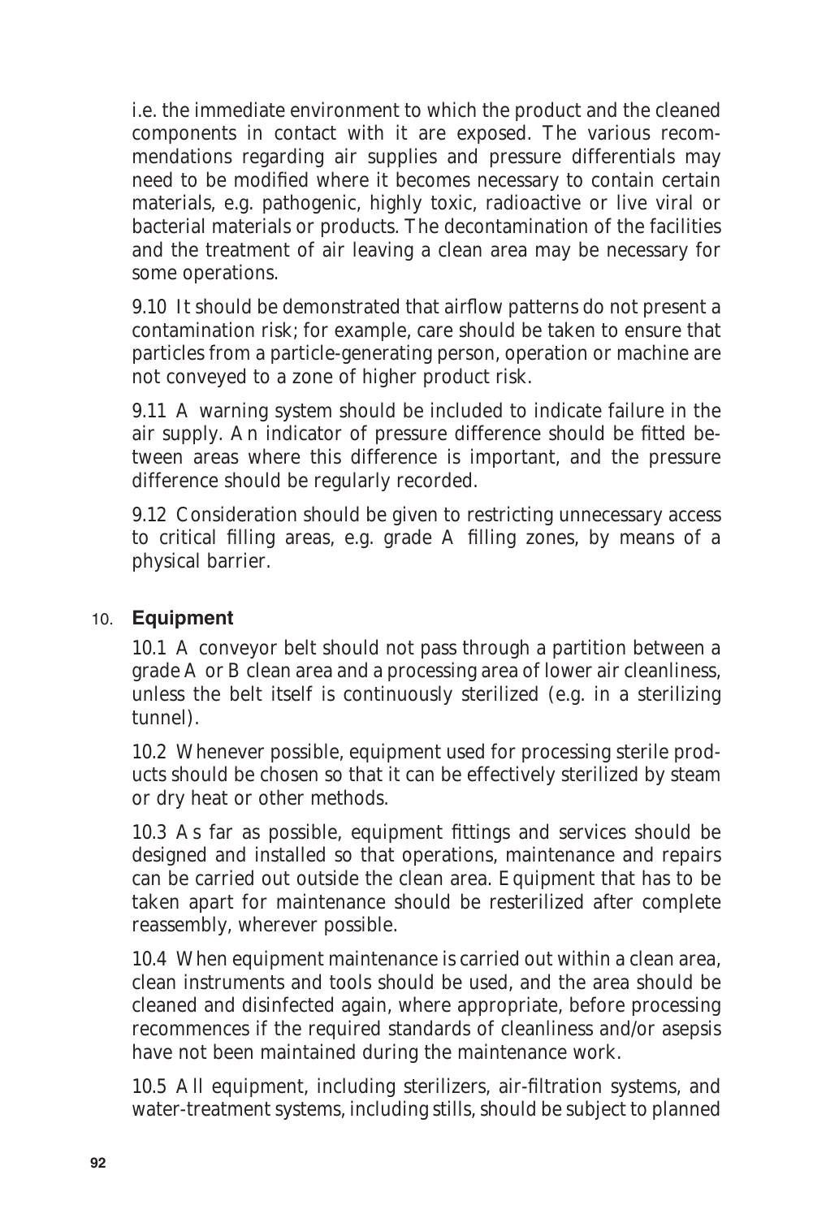i.e. the immediate environment to which the product and the cleaned components in contact with it are exposed. The various recommendations regarding air supplies and pressure differentials may need to be modified where it becomes necessary to contain certain materials, e.g. pathogenic, highly toxic, radioactive or live viral or bacterial materials or products. The decontamination of the facilities and the treatment of air leaving a clean area may be necessary for some operations.

9.10 It should be demonstrated that airflow patterns do not present a contamination risk; for example, care should be taken to ensure that particles from a particle-generating person, operation or machine are not conveyed to a zone of higher product risk.

9.11 A warning system should be included to indicate failure in the air supply. An indicator of pressure difference should be fitted between areas where this difference is important, and the pressure difference should be regularly recorded.

9.12 Consideration should be given to restricting unnecessary access to critical filling areas, e.g. grade A filling zones, by means of a physical barrier.

## 10. Equipment

10.1 A conveyor belt should not pass through a partition between a grade A or B clean area and a processing area of lower air cleanliness, unless the belt itself is continuously sterilized (e.g. in a sterilizing tunnel).

10.2 Whenever possible, equipment used for processing sterile products should be chosen so that it can be effectively sterilized by steam or dry heat or other methods.

10.3 As far as possible, equipment fittings and services should be designed and installed so that operations, maintenance and repairs can be carried out outside the clean area. Equipment that has to be taken apart for maintenance should be resterilized after complete reassembly, wherever possible.

10.4 When equipment maintenance is carried out within a clean area, clean instruments and tools should be used, and the area should be cleaned and disinfected again, where appropriate, before processing recommences if the required standards of cleanliness and/or asepsis have not been maintained during the maintenance work.

10.5 All equipment, including sterilizers, air-filtration systems, and water-treatment systems, including stills, should be subject to planned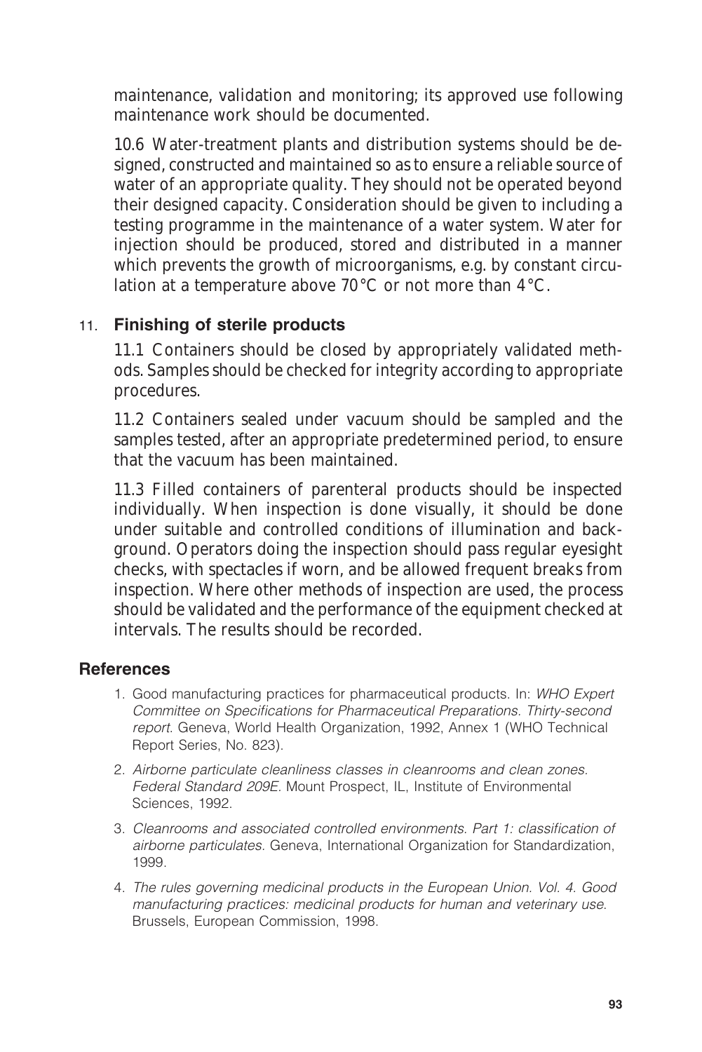maintenance, validation and monitoring; its approved use following maintenance work should be documented.

10.6 Water-treatment plants and distribution systems should be designed, constructed and maintained so as to ensure a reliable source of water of an appropriate quality. They should not be operated beyond their designed capacity. Consideration should be given to including a testing programme in the maintenance of a water system. Water for injection should be produced, stored and distributed in a manner which prevents the growth of microorganisms, e.g. by constant circulation at a temperature above 70 °C or not more than 4 °C.

## 11. Finishing of sterile products

11.1 Containers should be closed by appropriately validated methods. Samples should be checked for integrity according to appropriate procedures.

11.2 Containers sealed under vacuum should be sampled and the samples tested, after an appropriate predetermined period, to ensure that the vacuum has been maintained.

11.3 Filled containers of parenteral products should be inspected individually. When inspection is done visually, it should be done under suitable and controlled conditions of illumination and background. Operators doing the inspection should pass regular eyesight checks, with spectacles if worn, and be allowed frequent breaks from inspection. Where other methods of inspection are used, the process should be validated and the performance of the equipment checked at intervals. The results should be recorded.

## References

1. Good manufacturing practices for pharmaceutical products. In: *WHO Expert Committee on Specifications for Pharmaceutical Preparations. Thirty-second report*. Geneva, World Health Organization, 1992, Annex 1 (WHO Technical Report Series, No. 823).
2. *Airborne particulate cleanliness classes in cleanrooms and clean zones. Federal Standard 209E*. Mount Prospect, IL, Institute of Environmental Sciences, 1992.
3. *Cleanrooms and associated controlled environments. Part 1: classification of airborne particulates*. Geneva, International Organization for Standardization, 1999.
4. *The rules governing medicinal products in the European Union. Vol. 4. Good manufacturing practices: medicinal products for human and veterinary use*. Brussels, European Commission, 1998.